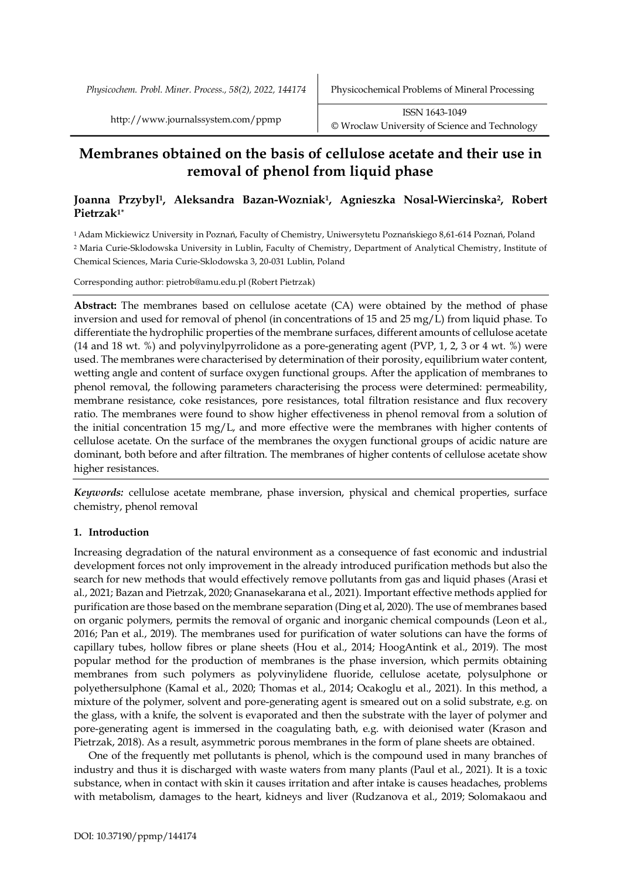# Membranes obtained on the basis of cellulose acetate and their use in removal of phenol from liquid phase

**Joanna Przybyl[1], Aleksandra Bazan-Wozniak[1], Agnieszka Nosal-Wiercinska[2], Robert Pietrzak[1*]**

[1] Adam Mickiewicz University in Poznań, Faculty of Chemistry, Uniwersytetu Poznańskiego 8,61-614 Poznań, Poland
[2] Maria Curie-Sklodowska University in Lublin, Faculty of Chemistry, Department of Analytical Chemistry, Institute of Chemical Sciences, Maria Curie-Sklodowska 3, 20-031 Lublin, Poland

Corresponding author: pietrob@amu.edu.pl (Robert Pietrzak)

**Abstract:** The membranes based on cellulose acetate (CA) were obtained by the method of phase inversion and used for removal of phenol (in concentrations of 15 and 25 mg/L) from liquid phase. To differentiate the hydrophilic properties of the membrane surfaces, different amounts of cellulose acetate (14 and 18 wt. %) and polyvinylpyrrolidone as a pore-generating agent (PVP, 1, 2, 3 or 4 wt. %) were used. The membranes were characterised by determination of their porosity, equilibrium water content, wetting angle and content of surface oxygen functional groups. After the application of membranes to phenol removal, the following parameters characterising the process were determined: permeability, membrane resistance, coke resistances, pore resistances, total filtration resistance and flux recovery ratio. The membranes were found to show higher effectiveness in phenol removal from a solution of the initial concentration 15 mg/L, and more effective were the membranes with higher contents of cellulose acetate. On the surface of the membranes the oxygen functional groups of acidic nature are dominant, both before and after filtration. The membranes of higher contents of cellulose acetate show higher resistances.

*Keywords:* cellulose acetate membrane, phase inversion, physical and chemical properties, surface chemistry, phenol removal

## 1. Introduction

Increasing degradation of the natural environment as a consequence of fast economic and industrial development forces not only improvement in the already introduced purification methods but also the search for new methods that would effectively remove pollutants from gas and liquid phases (Arasi et al., 2021; Bazan and Pietrzak, 2020; Gnanasekarana et al., 2021). Important effective methods applied for purification are those based on the membrane separation (Ding et al, 2020). The use of membranes based on organic polymers, permits the removal of organic and inorganic chemical compounds (Leon et al., 2016; Pan et al., 2019). The membranes used for purification of water solutions can have the forms of capillary tubes, hollow fibres or plane sheets (Hou et al., 2014; HoogAntink et al., 2019). The most popular method for the production of membranes is the phase inversion, which permits obtaining membranes from such polymers as polyvinylidene fluoride, cellulose acetate, polysulphone or polyethersulphone (Kamal et al., 2020; Thomas et al., 2014; Ocakoglu et al., 2021). In this method, a mixture of the polymer, solvent and pore-generating agent is smeared out on a solid substrate, e.g. on the glass, with a knife, the solvent is evaporated and then the substrate with the layer of polymer and pore-generating agent is immersed in the coagulating bath, e.g. with deionised water (Krason and Pietrzak, 2018). As a result, asymmetric porous membranes in the form of plane sheets are obtained.

One of the frequently met pollutants is phenol, which is the compound used in many branches of industry and thus it is discharged with waste waters from many plants (Paul et al., 2021). It is a toxic substance, when in contact with skin it causes irritation and after intake is causes headaches, problems with metabolism, damages to the heart, kidneys and liver (Rudzanova et al., 2019; Solomakaou and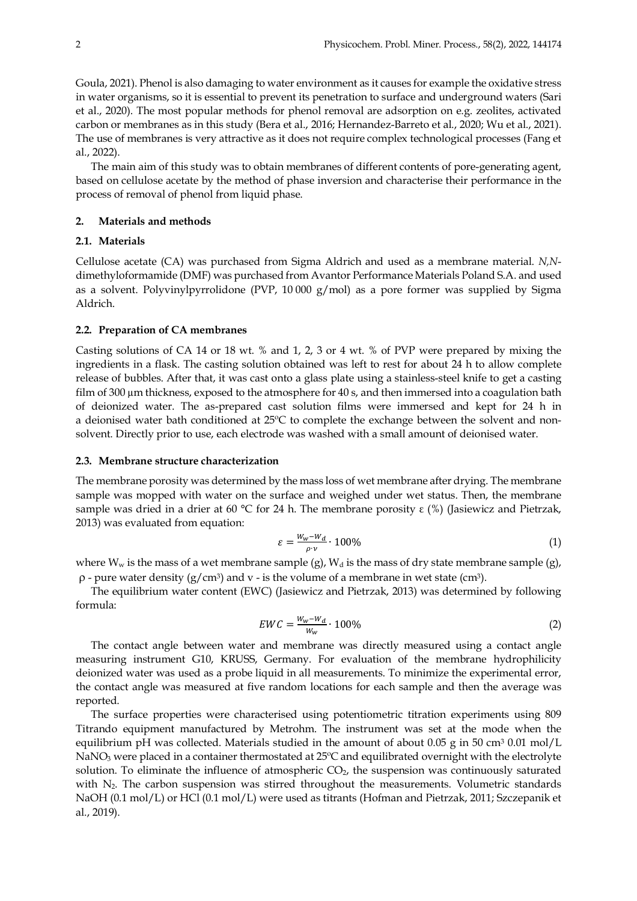Goula, 2021). Phenol is also damaging to water environment as it causes for example the oxidative stress in water organisms, so it is essential to prevent its penetration to surface and underground waters (Sari et al., 2020). The most popular methods for phenol removal are adsorption on e.g. zeolites, activated carbon or membranes as in this study (Bera et al., 2016; Hernandez-Barreto et al., 2020; Wu et al., 2021). The use of membranes is very attractive as it does not require complex technological processes (Fang et al., 2022).

The main aim of this study was to obtain membranes of different contents of pore-generating agent, based on cellulose acetate by the method of phase inversion and characterise their performance in the process of removal of phenol from liquid phase.

## 2. Materials and methods

### 2.1. Materials

Cellulose acetate (CA) was purchased from Sigma Aldrich and used as a membrane material. *N,N*-dimethyloformamide (DMF) was purchased from Avantor Performance Materials Poland S.A. and used as a solvent. Polyvinylpyrrolidone (PVP, 10 000 g/mol) as a pore former was supplied by Sigma Aldrich.

### 2.2. Preparation of CA membranes

Casting solutions of CA 14 or 18 wt. % and 1, 2, 3 or 4 wt. % of PVP were prepared by mixing the ingredients in a flask. The casting solution obtained was left to rest for about 24 h to allow complete release of bubbles. After that, it was cast onto a glass plate using a stainless-steel knife to get a casting film of 300 µm thickness, exposed to the atmosphere for 40 s, and then immersed into a coagulation bath of deionized water. The as-prepared cast solution films were immersed and kept for 24 h in a deionised water bath conditioned at 25°C to complete the exchange between the solvent and non-solvent. Directly prior to use, each electrode was washed with a small amount of deionised water.

### 2.3. Membrane structure characterization

The membrane porosity was determined by the mass loss of wet membrane after drying. The membrane sample was mopped with water on the surface and weighed under wet status. Then, the membrane sample was dried in a drier at 60 °C for 24 h. The membrane porosity ε (%) (Jasiewicz and Pietrzak, 2013) was evaluated from equation:

$$\varepsilon = \frac{W_w - W_d}{\rho \cdot v} \cdot 100\% \tag{1}$$

where $W_w$ is the mass of a wet membrane sample (g), $W_d$ is the mass of dry state membrane sample (g), ρ - pure water density (g/cm$^3$) and v - is the volume of a membrane in wet state (cm$^3$).

The equilibrium water content (EWC) (Jasiewicz and Pietrzak, 2013) was determined by following formula:

$$EWC = \frac{W_w - W_d}{W_w} \cdot 100\% \tag{2}$$

The contact angle between water and membrane was directly measured using a contact angle measuring instrument G10, KRUSS, Germany. For evaluation of the membrane hydrophilicity deionized water was used as a probe liquid in all measurements. To minimize the experimental error, the contact angle was measured at five random locations for each sample and then the average was reported.

The surface properties were characterised using potentiometric titration experiments using 809 Titrando equipment manufactured by Metrohm. The instrument was set at the mode when the equilibrium pH was collected. Materials studied in the amount of about 0.05 g in 50 cm$^3$ 0.01 mol/L $NaNO_3$ were placed in a container thermostated at 25°C and equilibrated overnight with the electrolyte solution. To eliminate the influence of atmospheric $CO_2$, the suspension was continuously saturated with $N_2$. The carbon suspension was stirred throughout the measurements. Volumetric standards NaOH (0.1 mol/L) or HCl (0.1 mol/L) were used as titrants (Hofman and Pietrzak, 2011; Szczepanik et al., 2019).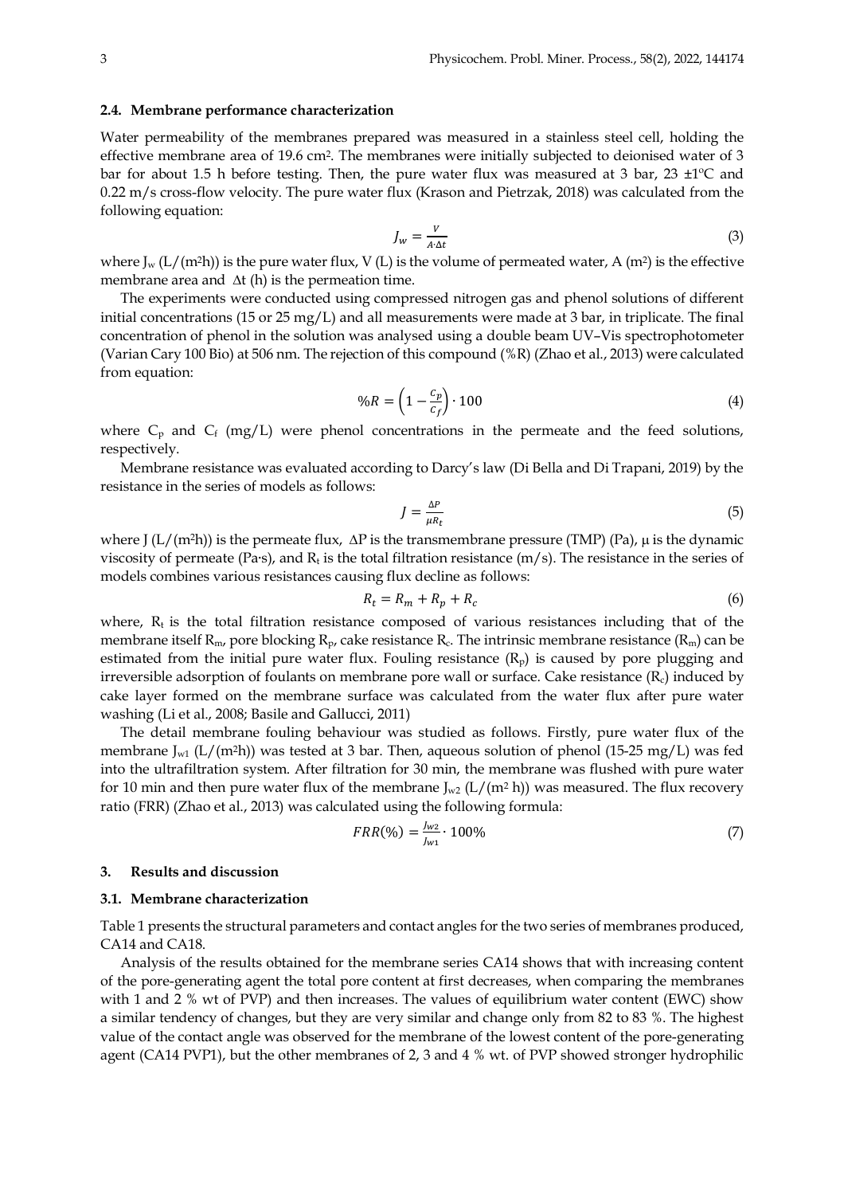### 2.4. Membrane performance characterization

Water permeability of the membranes prepared was measured in a stainless steel cell, holding the effective membrane area of 19.6 cm$^2$. The membranes were initially subjected to deionised water of 3 bar for about 1.5 h before testing. Then, the pure water flux was measured at 3 bar, 23 ±1°C and 0.22 m/s cross-flow velocity. The pure water flux (Krason and Pietrzak, 2018) was calculated from the following equation:

$$J_w = \frac{V}{A \cdot \Delta t} \tag{3}$$

where $J_w$ (L/(m$^2$h)) is the pure water flux, V (L) is the volume of permeated water, A (m$^2$) is the effective membrane area and $\Delta t$ (h) is the permeation time.

The experiments were conducted using compressed nitrogen gas and phenol solutions of different initial concentrations (15 or 25 mg/L) and all measurements were made at 3 bar, in triplicate. The final concentration of phenol in the solution was analysed using a double beam UV–Vis spectrophotometer (Varian Cary 100 Bio) at 506 nm. The rejection of this compound (%R) (Zhao et al., 2013) were calculated from equation:

$$\%R = \left(1 - \frac{C_p}{C_f}\right) \cdot 100 \tag{4}$$

where $C_p$ and $C_f$ (mg/L) were phenol concentrations in the permeate and the feed solutions, respectively.

Membrane resistance was evaluated according to Darcy's law (Di Bella and Di Trapani, 2019) by the resistance in the series of models as follows:

$$J = \frac{\Delta P}{\mu R_t} \tag{5}$$

where J (L/(m$^2$h)) is the permeate flux, $\Delta P$ is the transmembrane pressure (TMP) (Pa), $\mu$ is the dynamic viscosity of permeate (Pa·s), and $R_t$ is the total filtration resistance (m/s). The resistance in the series of models combines various resistances causing flux decline as follows:

$$R_t = R_m + R_p + R_c \tag{6}$$

where, $R_t$ is the total filtration resistance composed of various resistances including that of the membrane itself $R_m$, pore blocking $R_p$, cake resistance $R_c$. The intrinsic membrane resistance ($R_m$) can be estimated from the initial pure water flux. Fouling resistance ($R_p$) is caused by pore plugging and irreversible adsorption of foulants on membrane pore wall or surface. Cake resistance ($R_c$) induced by cake layer formed on the membrane surface was calculated from the water flux after pure water washing (Li et al., 2008; Basile and Gallucci, 2011)

The detail membrane fouling behaviour was studied as follows. Firstly, pure water flux of the membrane $J_{w1}$ (L/(m$^2$h)) was tested at 3 bar. Then, aqueous solution of phenol (15-25 mg/L) was fed into the ultrafiltration system. After filtration for 30 min, the membrane was flushed with pure water for 10 min and then pure water flux of the membrane $J_{w2}$ (L/(m$^2$ h)) was measured. The flux recovery ratio (FRR) (Zhao et al., 2013) was calculated using the following formula:

$$FRR(\%) = \frac{J_{w2}}{J_{w1}} \cdot 100\% \tag{7}$$

## 3. Results and discussion

### 3.1. Membrane characterization

Table 1 presents the structural parameters and contact angles for the two series of membranes produced, CA14 and CA18.

Analysis of the results obtained for the membrane series CA14 shows that with increasing content of the pore-generating agent the total pore content at first decreases, when comparing the membranes with 1 and 2 % wt of PVP) and then increases. The values of equilibrium water content (EWC) show a similar tendency of changes, but they are very similar and change only from 82 to 83 %. The highest value of the contact angle was observed for the membrane of the lowest content of the pore-generating agent (CA14 PVP1), but the other membranes of 2, 3 and 4 % wt. of PVP showed stronger hydrophilic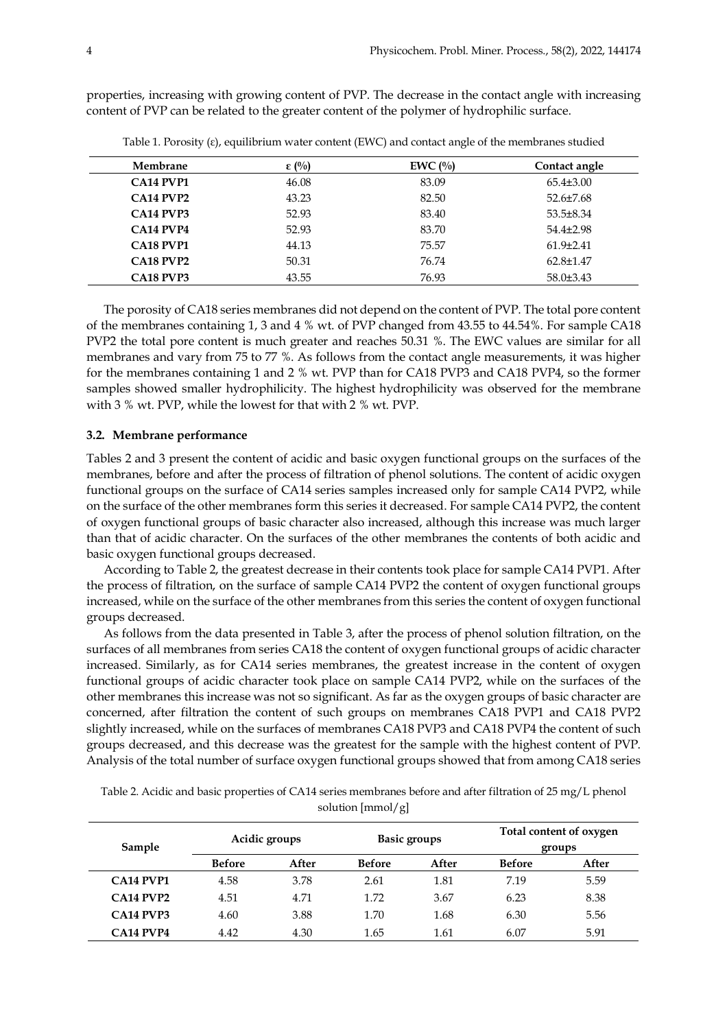properties, increasing with growing content of PVP. The decrease in the contact angle with increasing content of PVP can be related to the greater content of the polymer of hydrophilic surface.

Table 1. Porosity (ε), equilibrium water content (EWC) and contact angle of the membranes studied

| Membrane | ε (%) | EWC (%) | Contact angle |
|---|---|---|---|
| **CA14 PVP1** | 46.08 | 83.09 | 65.4±3.00 |
| **CA14 PVP2** | 43.23 | 82.50 | 52.6±7.68 |
| **CA14 PVP3** | 52.93 | 83.40 | 53.5±8.34 |
| **CA14 PVP4** | 52.93 | 83.70 | 54.4±2.98 |
| **CA18 PVP1** | 44.13 | 75.57 | 61.9±2.41 |
| **CA18 PVP2** | 50.31 | 76.74 | 62.8±1.47 |
| **CA18 PVP3** | 43.55 | 76.93 | 58.0±3.43 |

The porosity of CA18 series membranes did not depend on the content of PVP. The total pore content of the membranes containing 1, 3 and 4 % wt. of PVP changed from 43.55 to 44.54%. For sample CA18 PVP2 the total pore content is much greater and reaches 50.31 %. The EWC values are similar for all membranes and vary from 75 to 77 %. As follows from the contact angle measurements, it was higher for the membranes containing 1 and 2 % wt. PVP than for CA18 PVP3 and CA18 PVP4, so the former samples showed smaller hydrophilicity. The highest hydrophilicity was observed for the membrane with 3 % wt. PVP, while the lowest for that with 2 % wt. PVP.

### 3.2. Membrane performance

Tables 2 and 3 present the content of acidic and basic oxygen functional groups on the surfaces of the membranes, before and after the process of filtration of phenol solutions. The content of acidic oxygen functional groups on the surface of CA14 series samples increased only for sample CA14 PVP2, while on the surface of the other membranes form this series it decreased. For sample CA14 PVP2, the content of oxygen functional groups of basic character also increased, although this increase was much larger than that of acidic character. On the surfaces of the other membranes the contents of both acidic and basic oxygen functional groups decreased.

According to Table 2, the greatest decrease in their contents took place for sample CA14 PVP1. After the process of filtration, on the surface of sample CA14 PVP2 the content of oxygen functional groups increased, while on the surface of the other membranes from this series the content of oxygen functional groups decreased.

As follows from the data presented in Table 3, after the process of phenol solution filtration, on the surfaces of all membranes from series CA18 the content of oxygen functional groups of acidic character increased. Similarly, as for CA14 series membranes, the greatest increase in the content of oxygen functional groups of acidic character took place on sample CA14 PVP2, while on the surfaces of the other membranes this increase was not so significant. As far as the oxygen groups of basic character are concerned, after filtration the content of such groups on membranes CA18 PVP1 and CA18 PVP2 slightly increased, while on the surfaces of membranes CA18 PVP3 and CA18 PVP4 the content of such groups decreased, and this decrease was the greatest for the sample with the highest content of PVP. Analysis of the total number of surface oxygen functional groups showed that from among CA18 series

Table 2. Acidic and basic properties of CA14 series membranes before and after filtration of 25 mg/L phenol solution [mmol/g]

| Sample | Acidic groups | | Basic groups | | Total content of oxygen groups | |
|---|---|---|---|---|---|---|
| | **Before** | **After** | **Before** | **After** | **Before** | **After** |
| **CA14 PVP1** | 4.58 | 3.78 | 2.61 | 1.81 | 7.19 | 5.59 |
| **CA14 PVP2** | 4.51 | 4.71 | 1.72 | 3.67 | 6.23 | 8.38 |
| **CA14 PVP3** | 4.60 | 3.88 | 1.70 | 1.68 | 6.30 | 5.56 |
| **CA14 PVP4** | 4.42 | 4.30 | 1.65 | 1.61 | 6.07 | 5.91 |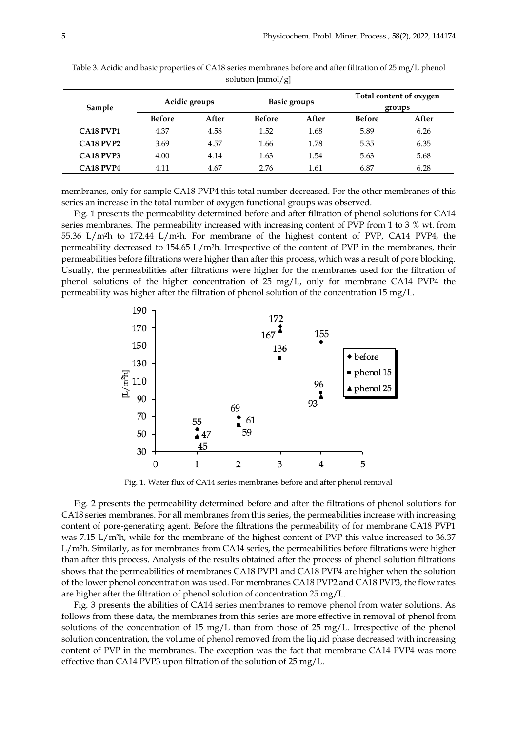Table 3. Acidic and basic properties of CA18 series membranes before and after filtration of 25 mg/L phenol solution [mmol/g]

| Sample | Acidic groups | | Basic groups | | Total content of oxygen groups | |
|---|---|---|---|---|---|---|
| | Before | After | Before | After | Before | After |
| **CA18 PVP1** | 4.37 | 4.58 | 1.52 | 1.68 | 5.89 | 6.26 |
| **CA18 PVP2** | 3.69 | 4.57 | 1.66 | 1.78 | 5.35 | 6.35 |
| **CA18 PVP3** | 4.00 | 4.14 | 1.63 | 1.54 | 5.63 | 5.68 |
| **CA18 PVP4** | 4.11 | 4.67 | 2.76 | 1.61 | 6.87 | 6.28 |

membranes, only for sample CA18 PVP4 this total number decreased. For the other membranes of this series an increase in the total number of oxygen functional groups was observed.

Fig. 1 presents the permeability determined before and after filtration of phenol solutions for CA14 series membranes. The permeability increased with increasing content of PVP from 1 to 3 % wt. from 55.36 $L/m^2h$ to 172.44 $L/m^2h$. For membrane of the highest content of PVP, CA14 PVP4, the permeability decreased to 154.65 $L/m^2h$. Irrespective of the content of PVP in the membranes, their permeabilities before filtrations were higher than after this process, which was a result of pore blocking. Usually, the permeabilities after filtrations were higher for the membranes used for the filtration of phenol solutions of the higher concentration of 25 mg/L, only for membrane CA14 PVP4 the permeability was higher after the filtration of phenol solution of the concentration 15 mg/L.

Fig. 1. Water flux of CA14 series membranes before and after phenol removal

Fig. 2 presents the permeability determined before and after the filtrations of phenol solutions for CA18 series membranes. For all membranes from this series, the permeabilities increase with increasing content of pore-generating agent. Before the filtrations the permeability of for membrane CA18 PVP1 was 7.15 $L/m^2h$, while for the membrane of the highest content of PVP this value increased to 36.37 $L/m^2h$. Similarly, as for membranes from CA14 series, the permeabilities before filtrations were higher than after this process. Analysis of the results obtained after the process of phenol solution filtrations shows that the permeabilities of membranes CA18 PVP1 and CA18 PVP4 are higher when the solution of the lower phenol concentration was used. For membranes CA18 PVP2 and CA18 PVP3, the flow rates are higher after the filtration of phenol solution of concentration 25 mg/L.

Fig. 3 presents the abilities of CA14 series membranes to remove phenol from water solutions. As follows from these data, the membranes from this series are more effective in removal of phenol from solutions of the concentration of 15 mg/L than from those of 25 mg/L. Irrespective of the phenol solution concentration, the volume of phenol removed from the liquid phase decreased with increasing content of PVP in the membranes. The exception was the fact that membrane CA14 PVP4 was more effective than CA14 PVP3 upon filtration of the solution of 25 mg/L.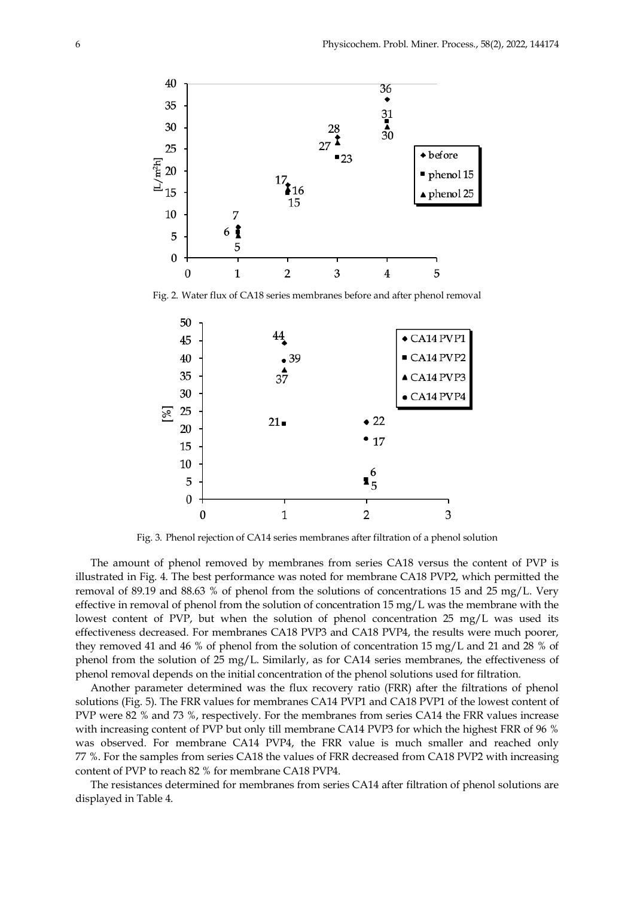Fig. 2. Water flux of CA18 series membranes before and after phenol removal

Fig. 3. Phenol rejection of CA14 series membranes after filtration of a phenol solution

The amount of phenol removed by membranes from series CA18 versus the content of PVP is illustrated in Fig. 4. The best performance was noted for membrane CA18 PVP2, which permitted the removal of 89.19 and 88.63 % of phenol from the solutions of concentrations 15 and 25 mg/L. Very effective in removal of phenol from the solution of concentration 15 mg/L was the membrane with the lowest content of PVP, but when the solution of phenol concentration 25 mg/L was used its effectiveness decreased. For membranes CA18 PVP3 and CA18 PVP4, the results were much poorer, they removed 41 and 46 % of phenol from the solution of concentration 15 mg/L and 21 and 28 % of phenol from the solution of 25 mg/L. Similarly, as for CA14 series membranes, the effectiveness of phenol removal depends on the initial concentration of the phenol solutions used for filtration.

Another parameter determined was the flux recovery ratio (FRR) after the filtrations of phenol solutions (Fig. 5). The FRR values for membranes CA14 PVP1 and CA18 PVP1 of the lowest content of PVP were 82 % and 73 %, respectively. For the membranes from series CA14 the FRR values increase with increasing content of PVP but only till membrane CA14 PVP3 for which the highest FRR of 96 % was observed. For membrane CA14 PVP4, the FRR value is much smaller and reached only 77 %. For the samples from series CA18 the values of FRR decreased from CA18 PVP2 with increasing content of PVP to reach 82 % for membrane CA18 PVP4.

The resistances determined for membranes from series CA14 after filtration of phenol solutions are displayed in Table 4.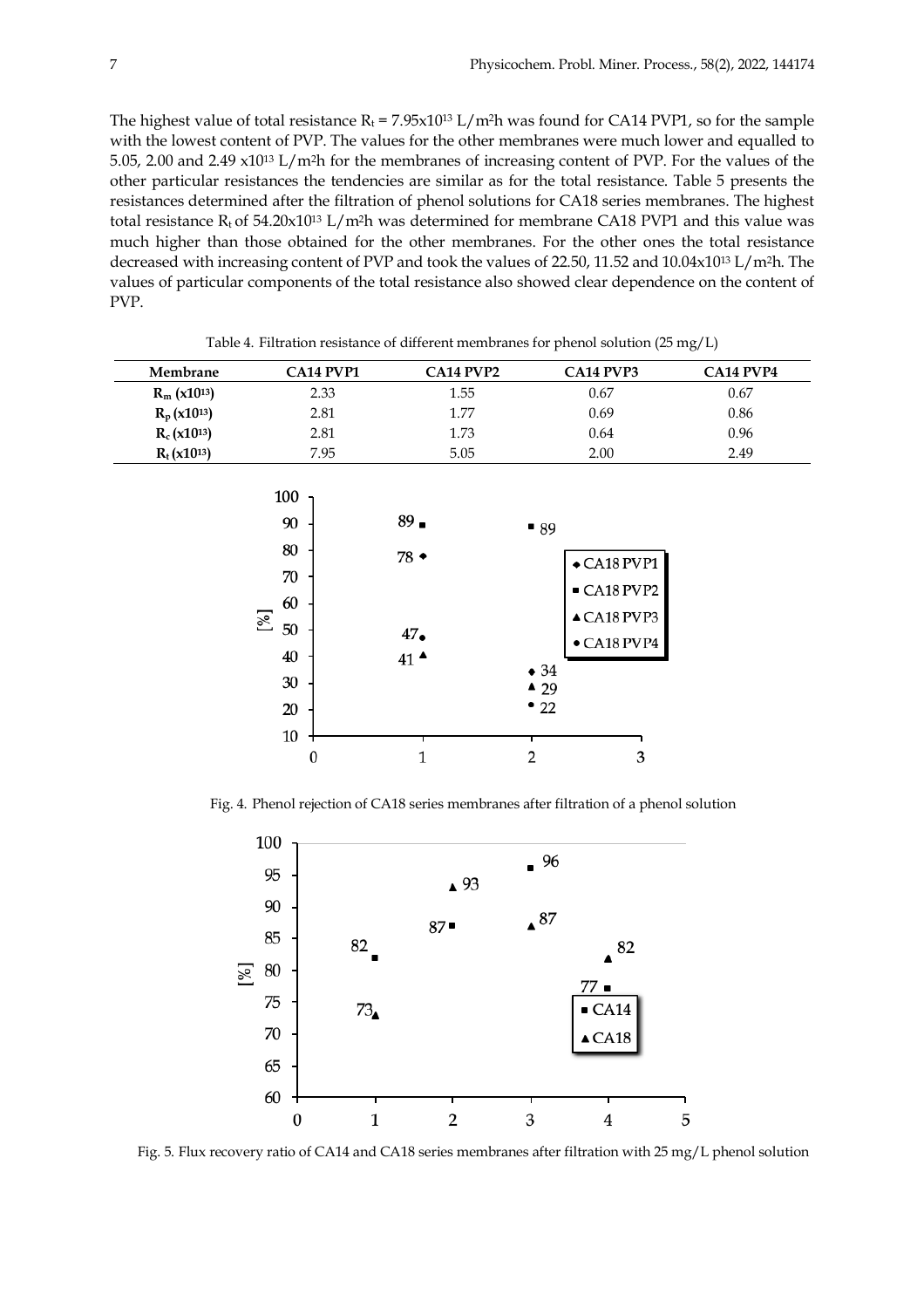The highest value of total resistance $R_t = 7.95 \times 10^{13}$ L/m$^2$h was found for CA14 PVP1, so for the sample with the lowest content of PVP. The values for the other membranes were much lower and equalled to 5.05, 2.00 and 2.49 $\times 10^{13}$ L/m$^2$h for the membranes of increasing content of PVP. For the values of the other particular resistances the tendencies are similar as for the total resistance. Table 5 presents the resistances determined after the filtration of phenol solutions for CA18 series membranes. The highest total resistance $R_t$ of $54.20 \times 10^{13}$ L/m$^2$h was determined for membrane CA18 PVP1 and this value was much higher than those obtained for the other membranes. For the other ones the total resistance decreased with increasing content of PVP and took the values of 22.50, 11.52 and $10.04 \times 10^{13}$ L/m$^2$h. The values of particular components of the total resistance also showed clear dependence on the content of PVP.

Table 4. Filtration resistance of different membranes for phenol solution (25 mg/L)

| Membrane | CA14 PVP1 | CA14 PVP2 | CA14 PVP3 | CA14 PVP4 |
|---|---|---|---|---|
| $R_m$ ($\times 10^{13}$) | 2.33 | 1.55 | 0.67 | 0.67 |
| $R_p$ ($\times 10^{13}$) | 2.81 | 1.77 | 0.69 | 0.86 |
| $R_c$ ($\times 10^{13}$) | 2.81 | 1.73 | 0.64 | 0.96 |
| $R_t$ ($\times 10^{13}$) | 7.95 | 5.05 | 2.00 | 2.49 |

Fig. 4. Phenol rejection of CA18 series membranes after filtration of a phenol solution

Fig. 5. Flux recovery ratio of CA14 and CA18 series membranes after filtration with 25 mg/L phenol solution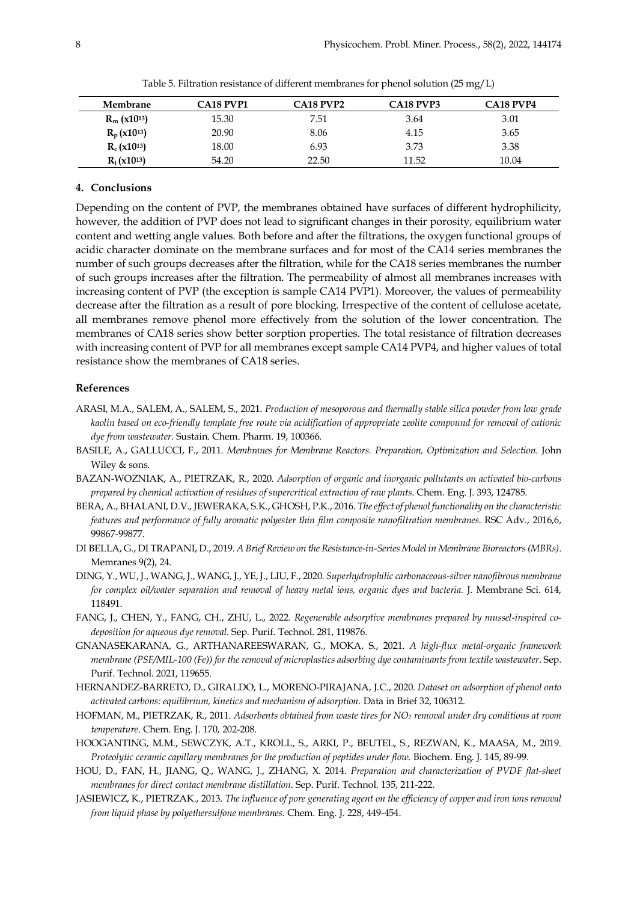Table 5. Filtration resistance of different membranes for phenol solution (25 mg/L)

| Membrane | CA18 PVP1 | CA18 PVP2 | CA18 PVP3 | CA18 PVP4 |
|---|---|---|---|---|
| $R_m$ ($x10^{13}$) | 15.30 | 7.51 | 3.64 | 3.01 |
| $R_p$ ($x10^{13}$) | 20.90 | 8.06 | 4.15 | 3.65 |
| $R_c$ ($x10^{13}$) | 18.00 | 6.93 | 3.73 | 3.38 |
| $R_t$ ($x10^{13}$) | 54.20 | 22.50 | 11.52 | 10.04 |

## 4. Conclusions

Depending on the content of PVP, the membranes obtained have surfaces of different hydrophilicity, however, the addition of PVP does not lead to significant changes in their porosity, equilibrium water content and wetting angle values. Both before and after the filtrations, the oxygen functional groups of acidic character dominate on the membrane surfaces and for most of the CA14 series membranes the number of such groups decreases after the filtration, while for the CA18 series membranes the number of such groups increases after the filtration. The permeability of almost all membranes increases with increasing content of PVP (the exception is sample CA14 PVP1). Moreover, the values of permeability decrease after the filtration as a result of pore blocking. Irrespective of the content of cellulose acetate, all membranes remove phenol more effectively from the solution of the lower concentration. The membranes of CA18 series show better sorption properties. The total resistance of filtration decreases with increasing content of PVP for all membranes except sample CA14 PVP4, and higher values of total resistance show the membranes of CA18 series.

## References

ARASI, M.A., SALEM, A., SALEM, S., 2021. *Production of mesoporous and thermally stable silica powder from low grade kaolin based on eco-friendly template free route via acidification of appropriate zeolite compound for removal of cationic dye from wastewater*. Sustain. Chem. Pharm. 19, 100366.

BASILE, A., GALLUCCI, F., 2011. *Membranes for Membrane Reactors. Preparation, Optimization and Selection*. John Wiley & sons.

BAZAN-WOZNIAK, A., PIETRZAK, R., 2020. *Adsorption of organic and inorganic pollutants on activated bio-carbons prepared by chemical activation of residues of supercritical extraction of raw plants*. Chem. Eng. J. 393, 124785.

BERA, A., BHALANI, D.V., JEWERAKA, S.K., GHOSH, P.K., 2016. *The effect of phenol functionality on the characteristic features and performance of fully aromatic polyester thin film composite nanofiltration membranes*. RSC Adv., 2016,6, 99867-99877.

DI BELLA, G., DI TRAPANI, D., 2019. *A Brief Review on the Resistance-in-Series Model in Membrane Bioreactors (MBRs)*. Memranes 9(2), 24.

DING, Y., WU, J., WANG, J., WANG, J., YE, J., LIU, F., 2020. *Superhydrophilic carbonaceous-silver nanofibrous membrane for complex oil/water separation and removal of heavy metal ions, organic dyes and bacteria*. J. Membrane Sci. 614, 118491.

FANG, J., CHEN, Y., FANG, CH., ZHU, L., 2022. *Regenerable adsorptive membranes prepared by mussel-inspired co-deposition for aqueous dye removal*. Sep. Purif. Technol. 281, 119876.

GNANASEKARANA, G., ARTHANAREESWARAN, G., MOKA, S., 2021. *A high-flux metal-organic framework membrane (PSF/MIL-100 (Fe)) for the removal of microplastics adsorbing dye contaminants from textile wastewater*. Sep. Purif. Technol. 2021, 119655.

HERNANDEZ-BARRETO, D., GIRALDO, L., MORENO-PIRAJANA, J.C., 2020. *Dataset on adsorption of phenol onto activated carbons: equilibrium, kinetics and mechanism of adsorption*. Data in Brief 32, 106312.

HOFMAN, M., PIETRZAK, R., 2011. *Adsorbents obtained from waste tires for $NO_2$ removal under dry conditions at room temperature*. Chem. Eng. J. 170, 202-208.

HOOGANTING, M.M., SEWCZYK, A.T., KROLL, S., ARKI, P., BEUTEL, S., REZWAN, K., MAASA, M., 2019. *Proteolytic ceramic capillary membranes for the production of peptides under flow*. Biochem. Eng. J. 145, 89-99.

HOU, D., FAN, H., JIANG, Q., WANG, J., ZHANG, X. 2014. *Preparation and characterization of PVDF flat-sheet membranes for direct contact membrane distillation*. Sep. Purif. Technol. 135, 211-222.

JASIEWICZ, K., PIETRZAK., 2013. *The influence of pore generating agent on the efficiency of copper and iron ions removal from liquid phase by polyethersulfone membranes*. Chem. Eng. J. 228, 449-454.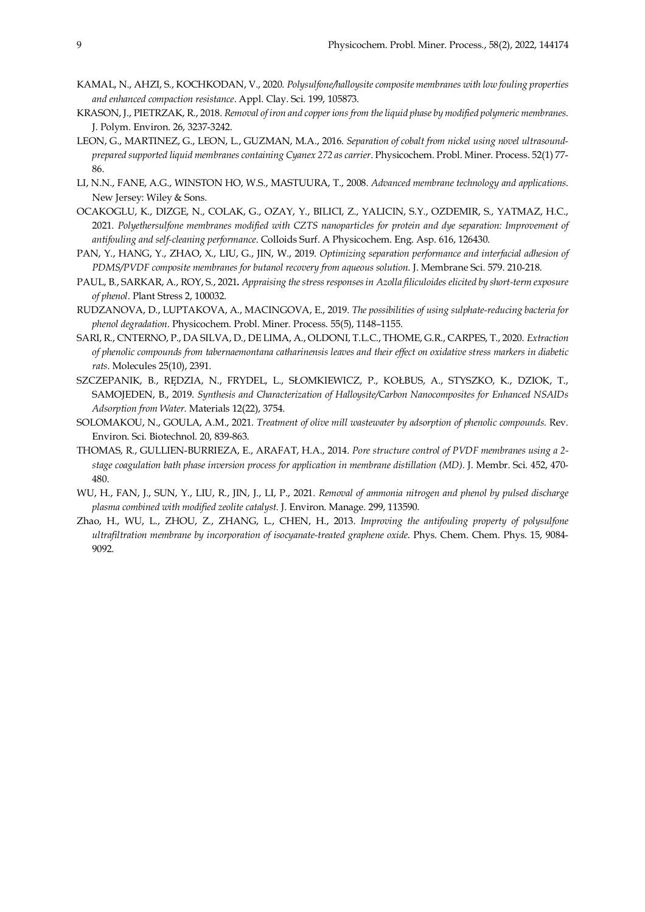KAMAL, N., AHZI, S., KOCHKODAN, V., 2020. *Polysulfone/halloysite composite membranes with low fouling properties and enhanced compaction resistance*. Appl. Clay. Sci. 199, 105873.

KRASON, J., PIETRZAK, R., 2018. *Removal of iron and copper ions from the liquid phase by modified polymeric membranes.* J. Polym. Environ. 26, 3237-3242.

LEON, G., MARTINEZ, G., LEON, L., GUZMAN, M.A., 2016. *Separation of cobalt from nickel using novel ultrasound-prepared supported liquid membranes containing Cyanex 272 as carrier*. Physicochem. Probl. Miner. Process. 52(1) 77-86.

LI, N.N., FANE, A.G., WINSTON HO, W.S., MASTUURA, T., 2008. *Advanced membrane technology and applications.* New Jersey: Wiley & Sons.

OCAKOGLU, K., DIZGE, N., COLAK, G., OZAY, Y., BILICI, Z., YALICIN, S.Y., OZDEMIR, S., YATMAZ, H.C., 2021. *Polyethersulfone membranes modified with CZTS nanoparticles for protein and dye separation: Improvement of antifouling and self-cleaning performance*. Colloids Surf. A Physicochem. Eng. Asp. 616, 126430.

PAN, Y., HANG, Y., ZHAO, X., LIU, G., JIN, W., 2019. *Optimizing separation performance and interfacial adhesion of PDMS/PVDF composite membranes for butanol recovery from aqueous solution.* J. Membrane Sci. 579. 210-218.

PAUL, B., SARKAR, A., ROY, S., 2021**.** *Appraising the stress responses in Azolla filiculoides elicited by short-term exposure of phenol*. Plant Stress 2, 100032.

RUDZANOVA, D., LUPTAKOVA, A., MACINGOVA, E., 2019. *The possibilities of using sulphate-reducing bacteria for phenol degradation*. Physicochem. Probl. Miner. Process. 55(5), 1148–1155.

SARI, R., CNTERNO, P., DA SILVA, D., DE LIMA, A., OLDONI, T.L.C., THOME, G.R., CARPES, T., 2020. *Extraction of phenolic compounds from tabernaemontana catharinensis leaves and their effect on oxidative stress markers in diabetic rats*. Molecules 25(10), 2391.

SZCZEPANIK, B., RĘDZIA, N., FRYDEL, L., SŁOMKIEWICZ, P., KOŁBUS, A., STYSZKO, K., DZIOK, T., SAMOJEDEN, B., 2019. *Synthesis and Characterization of Halloysite/Carbon Nanocomposites for Enhanced NSAIDs Adsorption from Water*. Materials 12(22), 3754.

SOLOMAKOU, N., GOULA, A.M., 2021. *Treatment of olive mill wastewater by adsorption of phenolic compounds.* Rev. Environ. Sci. Biotechnol. 20, 839-863.

THOMAS, R., GULLIEN-BURRIEZA, E., ARAFAT, H.A., 2014. *Pore structure control of PVDF membranes using a 2-stage coagulation bath phase inversion process for application in membrane distillation (MD)*. J. Membr. Sci. 452, 470-480.

WU, H., FAN, J., SUN, Y., LIU, R., JIN, J., LI, P., 2021. *Removal of ammonia nitrogen and phenol by pulsed discharge plasma combined with modified zeolite catalyst.* J. Environ. Manage. 299, 113590.

Zhao, H., WU, L., ZHOU, Z., ZHANG, L., CHEN, H., 2013. *Improving the antifouling property of polysulfone ultrafiltration membrane by incorporation of isocyanate-treated graphene oxide*. Phys. Chem. Chem. Phys. 15, 9084-9092.